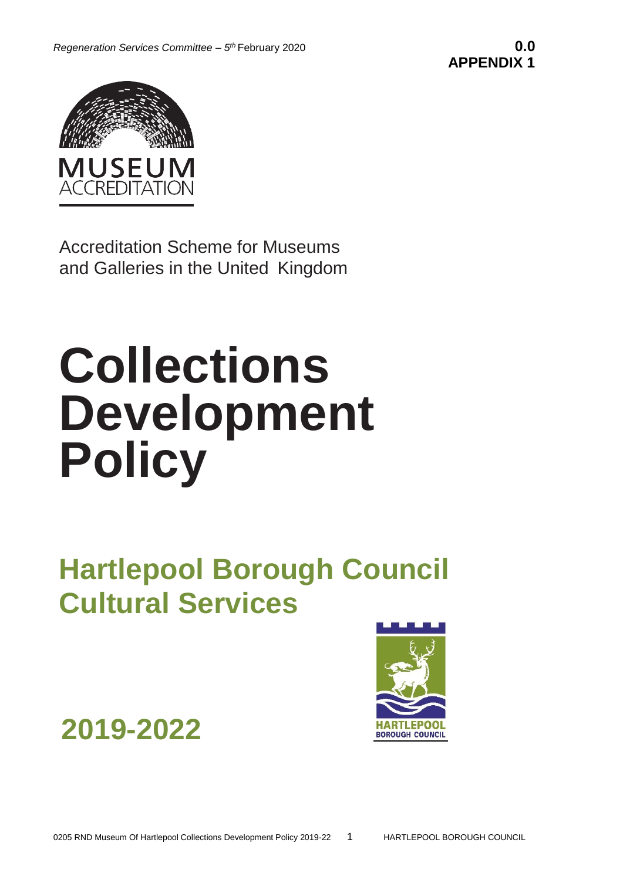Regeneration Services Committee – 5th February 2020

**0.0**
**APPENDIX 1**

MUSEUM ACCREDITATION

Accreditation Scheme for Museums and Galleries in the United Kingdom

# Collections Development Policy

## Hartlepool Borough Council Cultural Services

HARTLEPOOL BOROUGH COUNCIL

## 2019-2022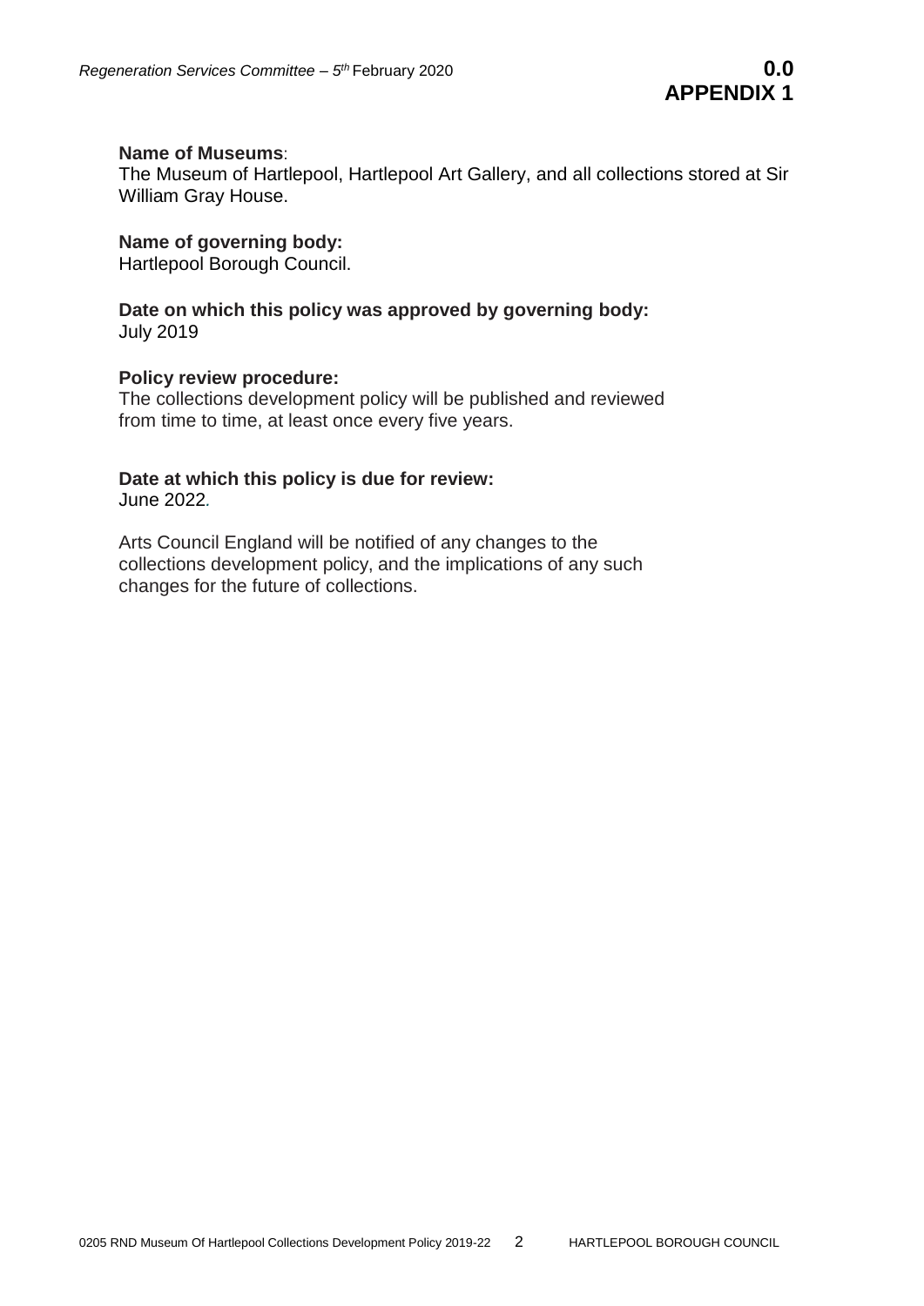**Name of Museums**:
The Museum of Hartlepool, Hartlepool Art Gallery, and all collections stored at Sir William Gray House.

**Name of governing body:**
Hartlepool Borough Council.

**Date on which this policy was approved by governing body:**
July 2019

**Policy review procedure:**
The collections development policy will be published and reviewed from time to time, at least once every five years.

**Date at which this policy is due for review:**
June 2022.

Arts Council England will be notified of any changes to the collections development policy, and the implications of any such changes for the future of collections.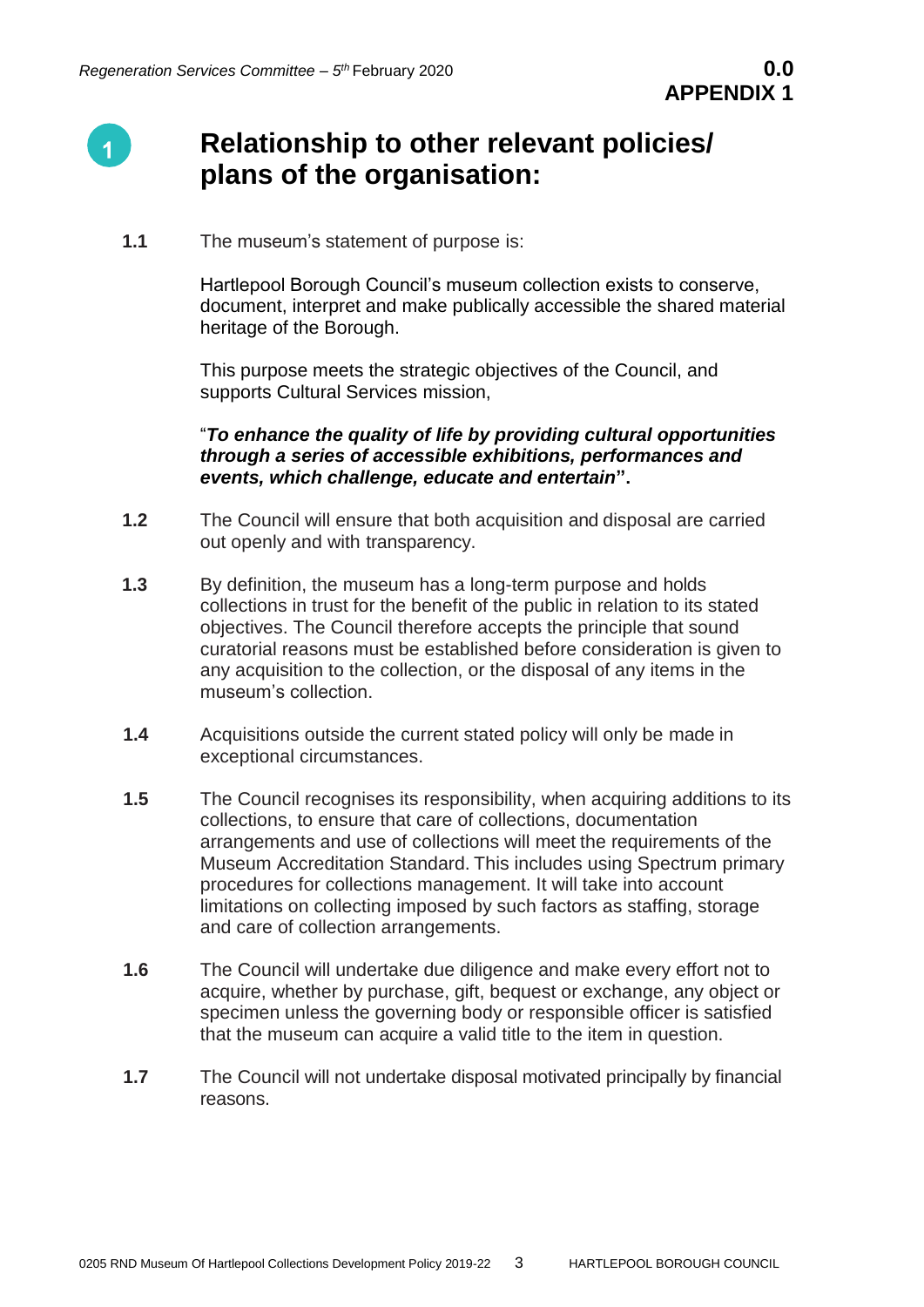# 1 Relationship to other relevant policies/ plans of the organisation:

**1.1** The museum's statement of purpose is:

Hartlepool Borough Council's museum collection exists to conserve, document, interpret and make publically accessible the shared material heritage of the Borough.

This purpose meets the strategic objectives of the Council, and supports Cultural Services mission,

"***To enhance the quality of life by providing cultural opportunities through a series of accessible exhibitions, performances and events, which challenge, educate and entertain*".**

**1.2** The Council will ensure that both acquisition and disposal are carried out openly and with transparency.

**1.3** By definition, the museum has a long-term purpose and holds collections in trust for the benefit of the public in relation to its stated objectives. The Council therefore accepts the principle that sound curatorial reasons must be established before consideration is given to any acquisition to the collection, or the disposal of any items in the museum's collection.

**1.4** Acquisitions outside the current stated policy will only be made in exceptional circumstances.

**1.5** The Council recognises its responsibility, when acquiring additions to its collections, to ensure that care of collections, documentation arrangements and use of collections will meet the requirements of the Museum Accreditation Standard. This includes using Spectrum primary procedures for collections management. It will take into account limitations on collecting imposed by such factors as staffing, storage and care of collection arrangements.

**1.6** The Council will undertake due diligence and make every effort not to acquire, whether by purchase, gift, bequest or exchange, any object or specimen unless the governing body or responsible officer is satisfied that the museum can acquire a valid title to the item in question.

**1.7** The Council will not undertake disposal motivated principally by financial reasons.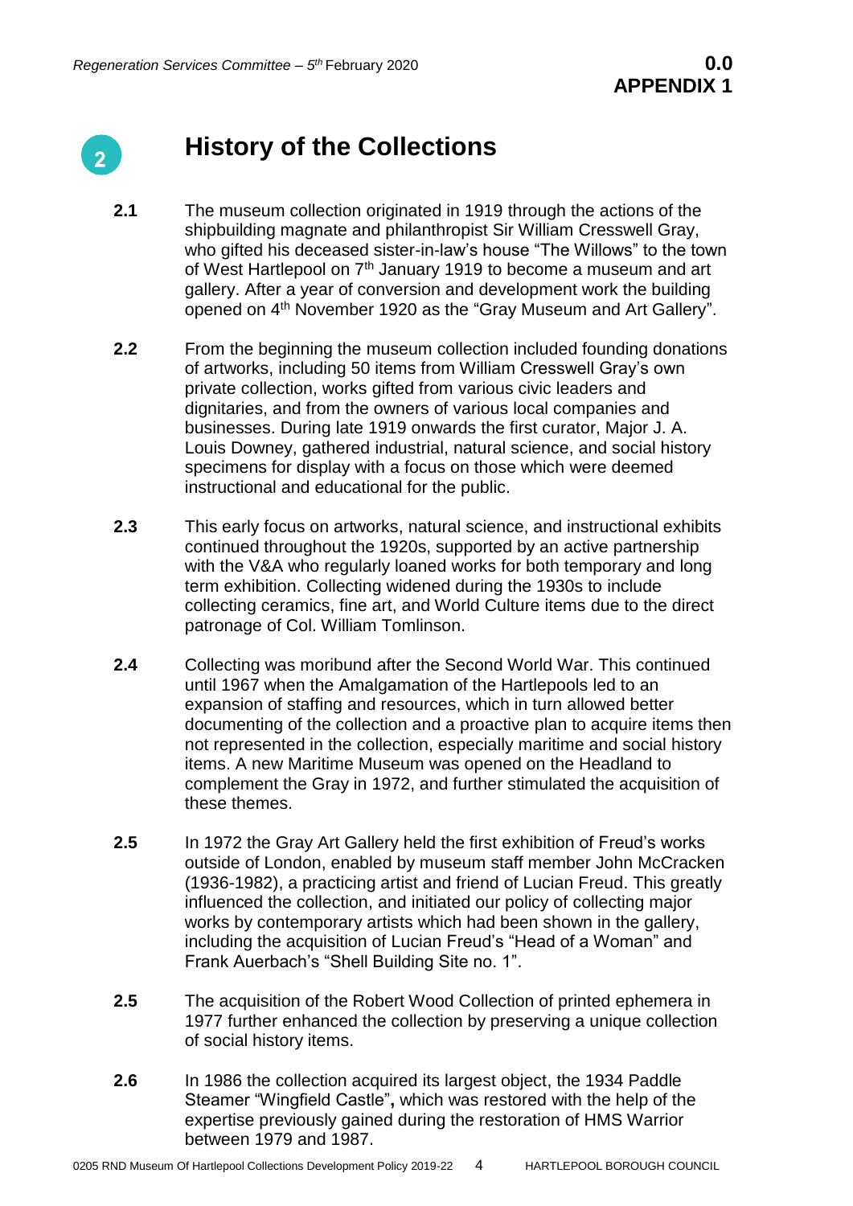## 2 History of the Collections

**2.1** The museum collection originated in 1919 through the actions of the shipbuilding magnate and philanthropist Sir William Cresswell Gray, who gifted his deceased sister-in-law's house "The Willows" to the town of West Hartlepool on 7th January 1919 to become a museum and art gallery. After a year of conversion and development work the building opened on 4th November 1920 as the "Gray Museum and Art Gallery".

**2.2** From the beginning the museum collection included founding donations of artworks, including 50 items from William Cresswell Gray's own private collection, works gifted from various civic leaders and dignitaries, and from the owners of various local companies and businesses. During late 1919 onwards the first curator, Major J. A. Louis Downey, gathered industrial, natural science, and social history specimens for display with a focus on those which were deemed instructional and educational for the public.

**2.3** This early focus on artworks, natural science, and instructional exhibits continued throughout the 1920s, supported by an active partnership with the V&A who regularly loaned works for both temporary and long term exhibition. Collecting widened during the 1930s to include collecting ceramics, fine art, and World Culture items due to the direct patronage of Col. William Tomlinson.

**2.4** Collecting was moribund after the Second World War. This continued until 1967 when the Amalgamation of the Hartlepools led to an expansion of staffing and resources, which in turn allowed better documenting of the collection and a proactive plan to acquire items then not represented in the collection, especially maritime and social history items. A new Maritime Museum was opened on the Headland to complement the Gray in 1972, and further stimulated the acquisition of these themes.

**2.5** In 1972 the Gray Art Gallery held the first exhibition of Freud's works outside of London, enabled by museum staff member John McCracken (1936-1982), a practicing artist and friend of Lucian Freud. This greatly influenced the collection, and initiated our policy of collecting major works by contemporary artists which had been shown in the gallery, including the acquisition of Lucian Freud's "Head of a Woman" and Frank Auerbach's "Shell Building Site no. 1".

**2.5** The acquisition of the Robert Wood Collection of printed ephemera in 1977 further enhanced the collection by preserving a unique collection of social history items.

**2.6** In 1986 the collection acquired its largest object, the 1934 Paddle Steamer "Wingfield Castle"**,** which was restored with the help of the expertise previously gained during the restoration of HMS Warrior between 1979 and 1987.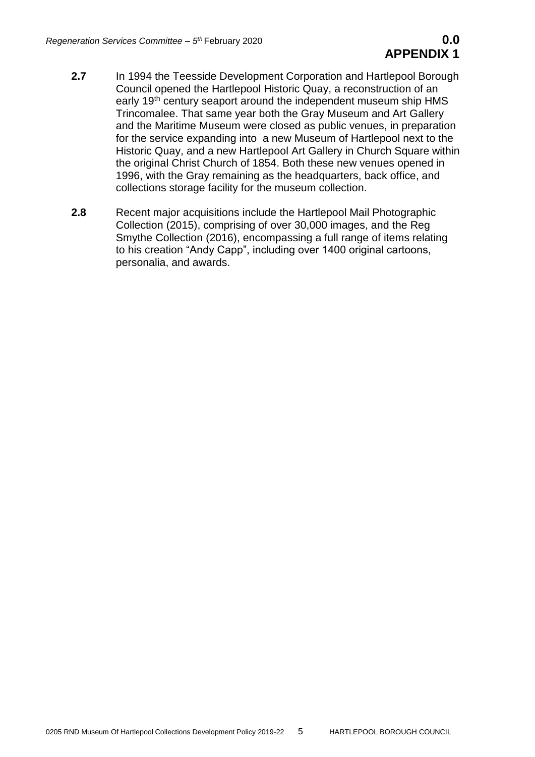**2.7** In 1994 the Teesside Development Corporation and Hartlepool Borough Council opened the Hartlepool Historic Quay, a reconstruction of an early 19th century seaport around the independent museum ship HMS Trincomalee. That same year both the Gray Museum and Art Gallery and the Maritime Museum were closed as public venues, in preparation for the service expanding into a new Museum of Hartlepool next to the Historic Quay, and a new Hartlepool Art Gallery in Church Square within the original Christ Church of 1854. Both these new venues opened in 1996, with the Gray remaining as the headquarters, back office, and collections storage facility for the museum collection.

**2.8** Recent major acquisitions include the Hartlepool Mail Photographic Collection (2015), comprising of over 30,000 images, and the Reg Smythe Collection (2016), encompassing a full range of items relating to his creation "Andy Capp", including over 1400 original cartoons, personalia, and awards.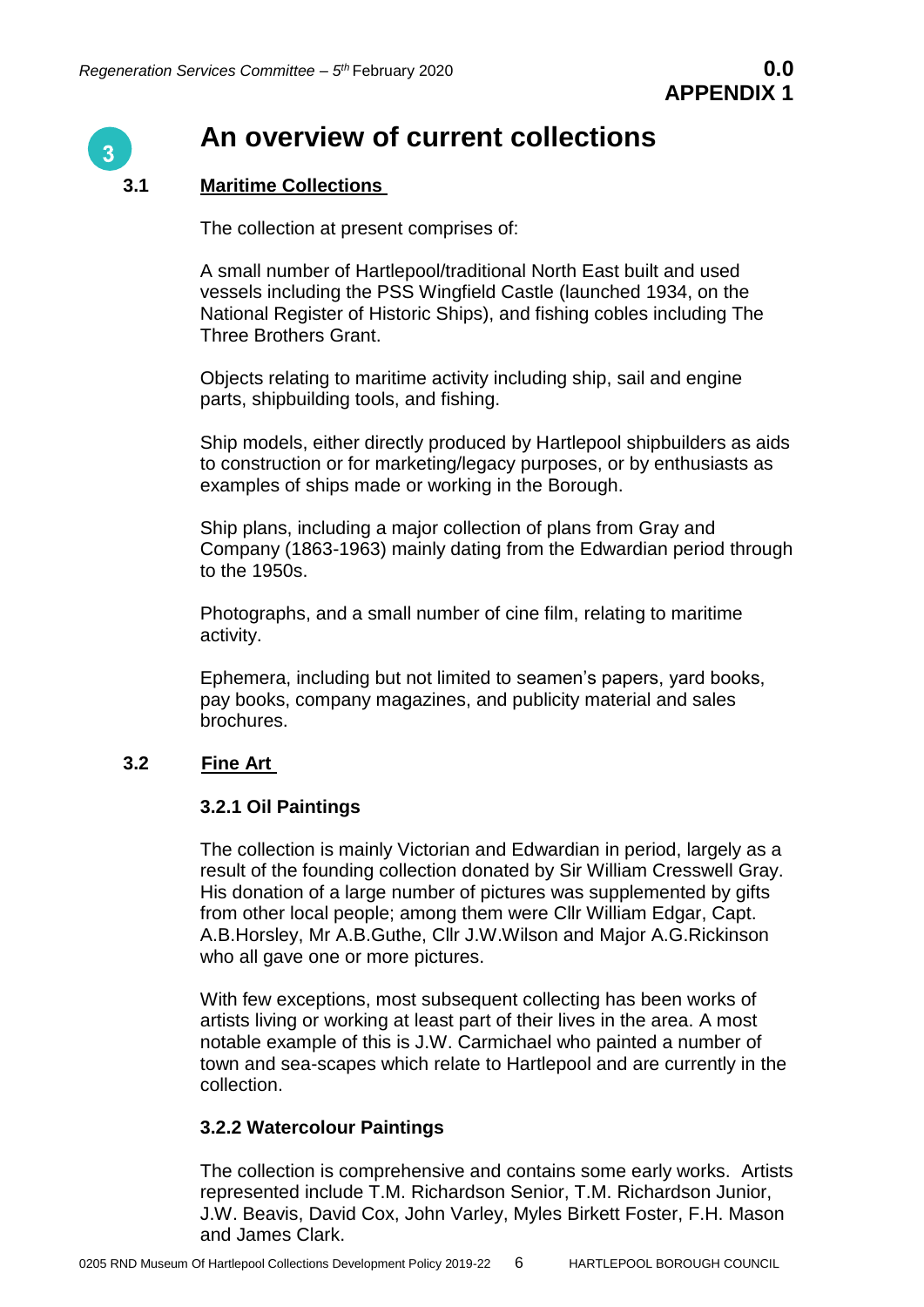# 3 An overview of current collections

## 3.1 Maritime Collections

The collection at present comprises of:

A small number of Hartlepool/traditional North East built and used vessels including the PSS Wingfield Castle (launched 1934, on the National Register of Historic Ships), and fishing cobles including The Three Brothers Grant.

Objects relating to maritime activity including ship, sail and engine parts, shipbuilding tools, and fishing.

Ship models, either directly produced by Hartlepool shipbuilders as aids to construction or for marketing/legacy purposes, or by enthusiasts as examples of ships made or working in the Borough.

Ship plans, including a major collection of plans from Gray and Company (1863-1963) mainly dating from the Edwardian period through to the 1950s.

Photographs, and a small number of cine film, relating to maritime activity.

Ephemera, including but not limited to seamen's papers, yard books, pay books, company magazines, and publicity material and sales brochures.

## 3.2 Fine Art

### 3.2.1 Oil Paintings

The collection is mainly Victorian and Edwardian in period, largely as a result of the founding collection donated by Sir William Cresswell Gray. His donation of a large number of pictures was supplemented by gifts from other local people; among them were Cllr William Edgar, Capt. A.B.Horsley, Mr A.B.Guthe, Cllr J.W.Wilson and Major A.G.Rickinson who all gave one or more pictures.

With few exceptions, most subsequent collecting has been works of artists living or working at least part of their lives in the area. A most notable example of this is J.W. Carmichael who painted a number of town and sea-scapes which relate to Hartlepool and are currently in the collection.

### 3.2.2 Watercolour Paintings

The collection is comprehensive and contains some early works. Artists represented include T.M. Richardson Senior, T.M. Richardson Junior, J.W. Beavis, David Cox, John Varley, Myles Birkett Foster, F.H. Mason and James Clark.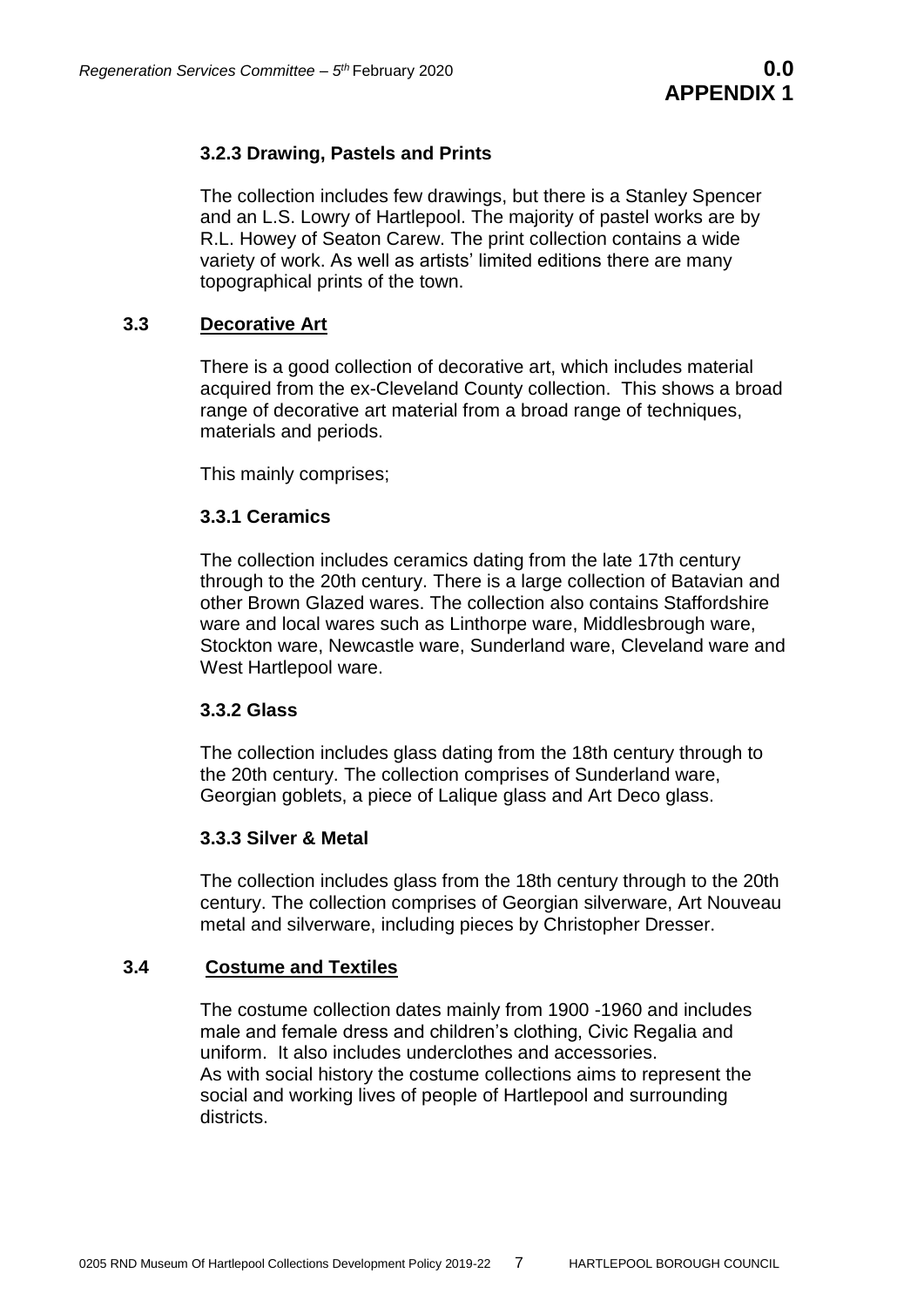### 3.2.3 Drawing, Pastels and Prints

The collection includes few drawings, but there is a Stanley Spencer and an L.S. Lowry of Hartlepool. The majority of pastel works are by R.L. Howey of Seaton Carew. The print collection contains a wide variety of work. As well as artists' limited editions there are many topographical prints of the town.

## 3.3 Decorative Art

There is a good collection of decorative art, which includes material acquired from the ex-Cleveland County collection. This shows a broad range of decorative art material from a broad range of techniques, materials and periods.

This mainly comprises;

### 3.3.1 Ceramics

The collection includes ceramics dating from the late 17th century through to the 20th century. There is a large collection of Batavian and other Brown Glazed wares. The collection also contains Staffordshire ware and local wares such as Linthorpe ware, Middlesbrough ware, Stockton ware, Newcastle ware, Sunderland ware, Cleveland ware and West Hartlepool ware.

### 3.3.2 Glass

The collection includes glass dating from the 18th century through to the 20th century. The collection comprises of Sunderland ware, Georgian goblets, a piece of Lalique glass and Art Deco glass.

### 3.3.3 Silver & Metal

The collection includes glass from the 18th century through to the 20th century. The collection comprises of Georgian silverware, Art Nouveau metal and silverware, including pieces by Christopher Dresser.

## 3.4 Costume and Textiles

The costume collection dates mainly from 1900 -1960 and includes male and female dress and children's clothing, Civic Regalia and uniform. It also includes underclothes and accessories.
As with social history the costume collections aims to represent the social and working lives of people of Hartlepool and surrounding districts.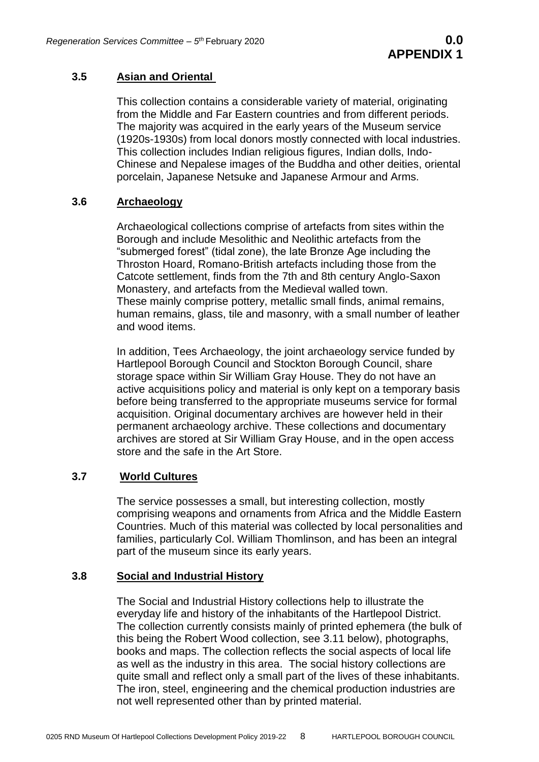### 3.5 Asian and Oriental

This collection contains a considerable variety of material, originating from the Middle and Far Eastern countries and from different periods. The majority was acquired in the early years of the Museum service (1920s-1930s) from local donors mostly connected with local industries. This collection includes Indian religious figures, Indian dolls, Indo-Chinese and Nepalese images of the Buddha and other deities, oriental porcelain, Japanese Netsuke and Japanese Armour and Arms.

### 3.6 Archaeology

Archaeological collections comprise of artefacts from sites within the Borough and include Mesolithic and Neolithic artefacts from the "submerged forest" (tidal zone), the late Bronze Age including the Throston Hoard, Romano-British artefacts including those from the Catcote settlement, finds from the 7th and 8th century Anglo-Saxon Monastery, and artefacts from the Medieval walled town.
These mainly comprise pottery, metallic small finds, animal remains, human remains, glass, tile and masonry, with a small number of leather and wood items.

In addition, Tees Archaeology, the joint archaeology service funded by Hartlepool Borough Council and Stockton Borough Council, share storage space within Sir William Gray House. They do not have an active acquisitions policy and material is only kept on a temporary basis before being transferred to the appropriate museums service for formal acquisition. Original documentary archives are however held in their permanent archaeology archive. These collections and documentary archives are stored at Sir William Gray House, and in the open access store and the safe in the Art Store.

### 3.7 World Cultures

The service possesses a small, but interesting collection, mostly comprising weapons and ornaments from Africa and the Middle Eastern Countries. Much of this material was collected by local personalities and families, particularly Col. William Thomlinson, and has been an integral part of the museum since its early years.

### 3.8 Social and Industrial History

The Social and Industrial History collections help to illustrate the everyday life and history of the inhabitants of the Hartlepool District. The collection currently consists mainly of printed ephemera (the bulk of this being the Robert Wood collection, see 3.11 below), photographs, books and maps. The collection reflects the social aspects of local life as well as the industry in this area. The social history collections are quite small and reflect only a small part of the lives of these inhabitants. The iron, steel, engineering and the chemical production industries are not well represented other than by printed material.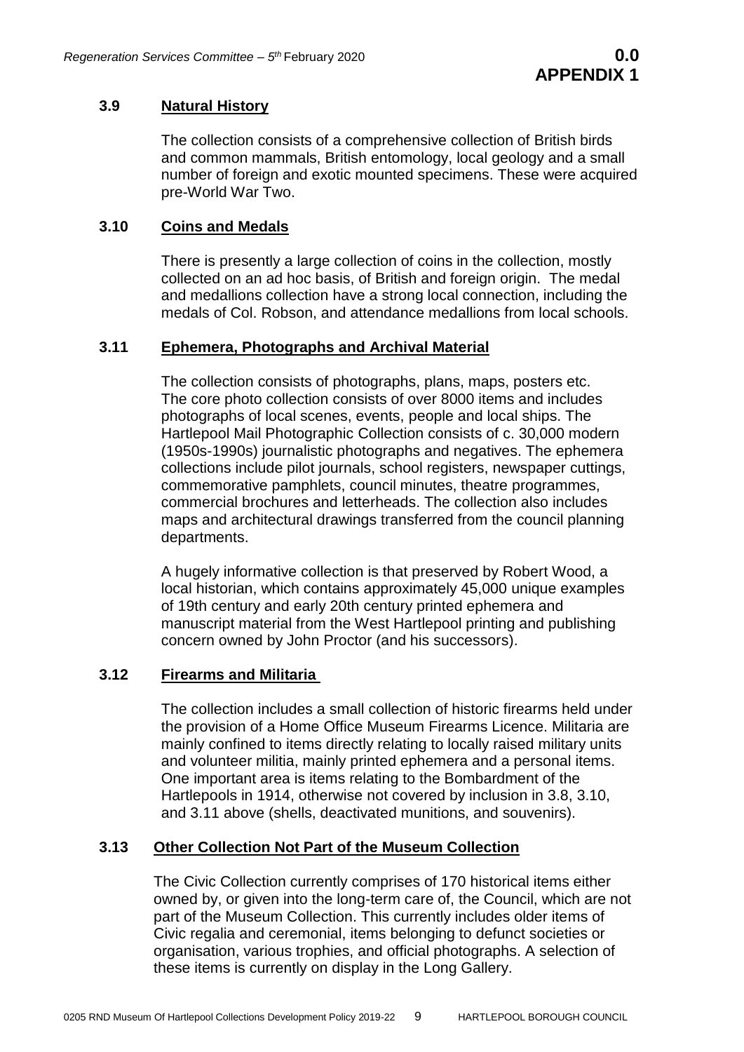### 3.9 Natural History

The collection consists of a comprehensive collection of British birds and common mammals, British entomology, local geology and a small number of foreign and exotic mounted specimens. These were acquired pre-World War Two.

### 3.10 Coins and Medals

There is presently a large collection of coins in the collection, mostly collected on an ad hoc basis, of British and foreign origin. The medal and medallions collection have a strong local connection, including the medals of Col. Robson, and attendance medallions from local schools.

### 3.11 Ephemera, Photographs and Archival Material

The collection consists of photographs, plans, maps, posters etc. The core photo collection consists of over 8000 items and includes photographs of local scenes, events, people and local ships. The Hartlepool Mail Photographic Collection consists of c. 30,000 modern (1950s-1990s) journalistic photographs and negatives. The ephemera collections include pilot journals, school registers, newspaper cuttings, commemorative pamphlets, council minutes, theatre programmes, commercial brochures and letterheads. The collection also includes maps and architectural drawings transferred from the council planning departments.

A hugely informative collection is that preserved by Robert Wood, a local historian, which contains approximately 45,000 unique examples of 19th century and early 20th century printed ephemera and manuscript material from the West Hartlepool printing and publishing concern owned by John Proctor (and his successors).

### 3.12 Firearms and Militaria

The collection includes a small collection of historic firearms held under the provision of a Home Office Museum Firearms Licence. Militaria are mainly confined to items directly relating to locally raised military units and volunteer militia, mainly printed ephemera and a personal items. One important area is items relating to the Bombardment of the Hartlepools in 1914, otherwise not covered by inclusion in 3.8, 3.10, and 3.11 above (shells, deactivated munitions, and souvenirs).

### 3.13 Other Collection Not Part of the Museum Collection

The Civic Collection currently comprises of 170 historical items either owned by, or given into the long-term care of, the Council, which are not part of the Museum Collection. This currently includes older items of Civic regalia and ceremonial, items belonging to defunct societies or organisation, various trophies, and official photographs. A selection of these items is currently on display in the Long Gallery.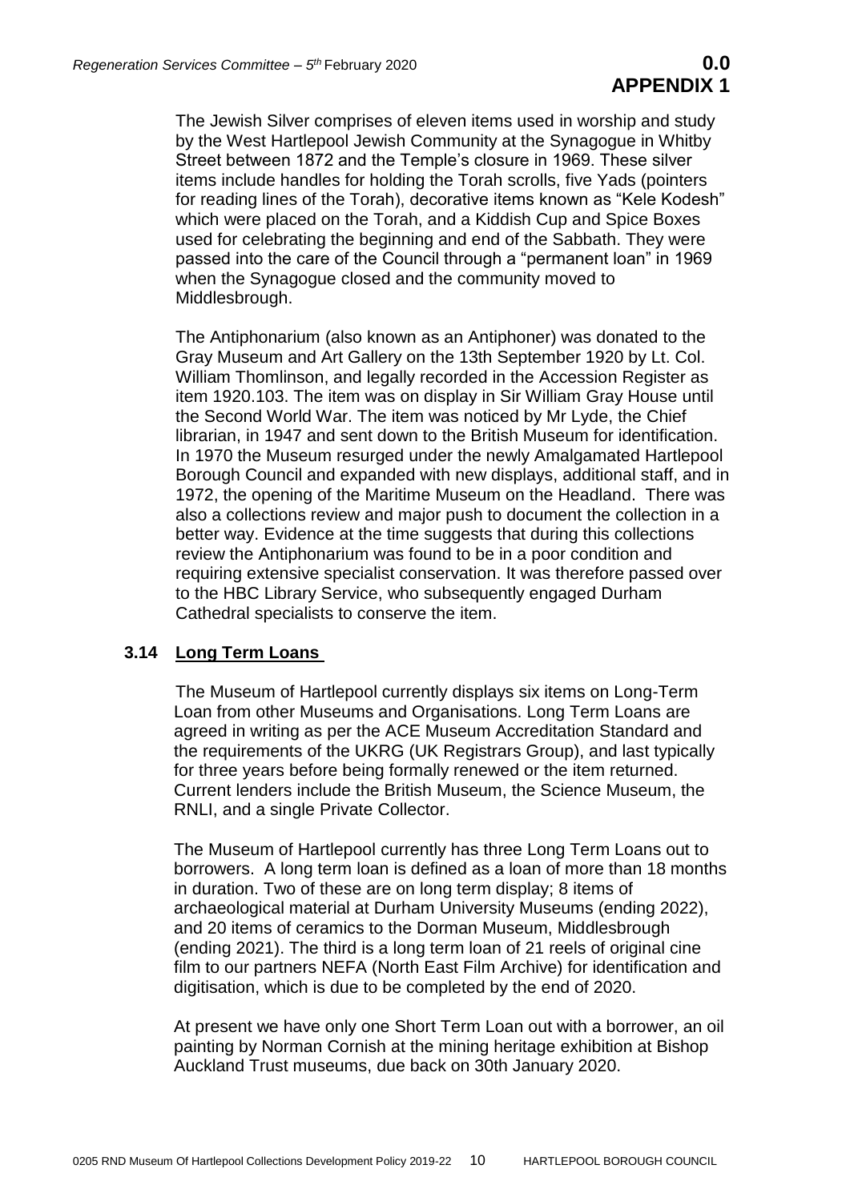The Jewish Silver comprises of eleven items used in worship and study by the West Hartlepool Jewish Community at the Synagogue in Whitby Street between 1872 and the Temple's closure in 1969. These silver items include handles for holding the Torah scrolls, five Yads (pointers for reading lines of the Torah), decorative items known as "Kele Kodesh" which were placed on the Torah, and a Kiddish Cup and Spice Boxes used for celebrating the beginning and end of the Sabbath. They were passed into the care of the Council through a "permanent loan" in 1969 when the Synagogue closed and the community moved to Middlesbrough.

The Antiphonarium (also known as an Antiphoner) was donated to the Gray Museum and Art Gallery on the 13th September 1920 by Lt. Col. William Thomlinson, and legally recorded in the Accession Register as item 1920.103. The item was on display in Sir William Gray House until the Second World War. The item was noticed by Mr Lyde, the Chief librarian, in 1947 and sent down to the British Museum for identification. In 1970 the Museum resurged under the newly Amalgamated Hartlepool Borough Council and expanded with new displays, additional staff, and in 1972, the opening of the Maritime Museum on the Headland. There was also a collections review and major push to document the collection in a better way. Evidence at the time suggests that during this collections review the Antiphonarium was found to be in a poor condition and requiring extensive specialist conservation. It was therefore passed over to the HBC Library Service, who subsequently engaged Durham Cathedral specialists to conserve the item.

### 3.14 Long Term Loans

The Museum of Hartlepool currently displays six items on Long-Term Loan from other Museums and Organisations. Long Term Loans are agreed in writing as per the ACE Museum Accreditation Standard and the requirements of the UKRG (UK Registrars Group), and last typically for three years before being formally renewed or the item returned. Current lenders include the British Museum, the Science Museum, the RNLI, and a single Private Collector.

The Museum of Hartlepool currently has three Long Term Loans out to borrowers. A long term loan is defined as a loan of more than 18 months in duration. Two of these are on long term display; 8 items of archaeological material at Durham University Museums (ending 2022), and 20 items of ceramics to the Dorman Museum, Middlesbrough (ending 2021). The third is a long term loan of 21 reels of original cine film to our partners NEFA (North East Film Archive) for identification and digitisation, which is due to be completed by the end of 2020.

At present we have only one Short Term Loan out with a borrower, an oil painting by Norman Cornish at the mining heritage exhibition at Bishop Auckland Trust museums, due back on 30th January 2020.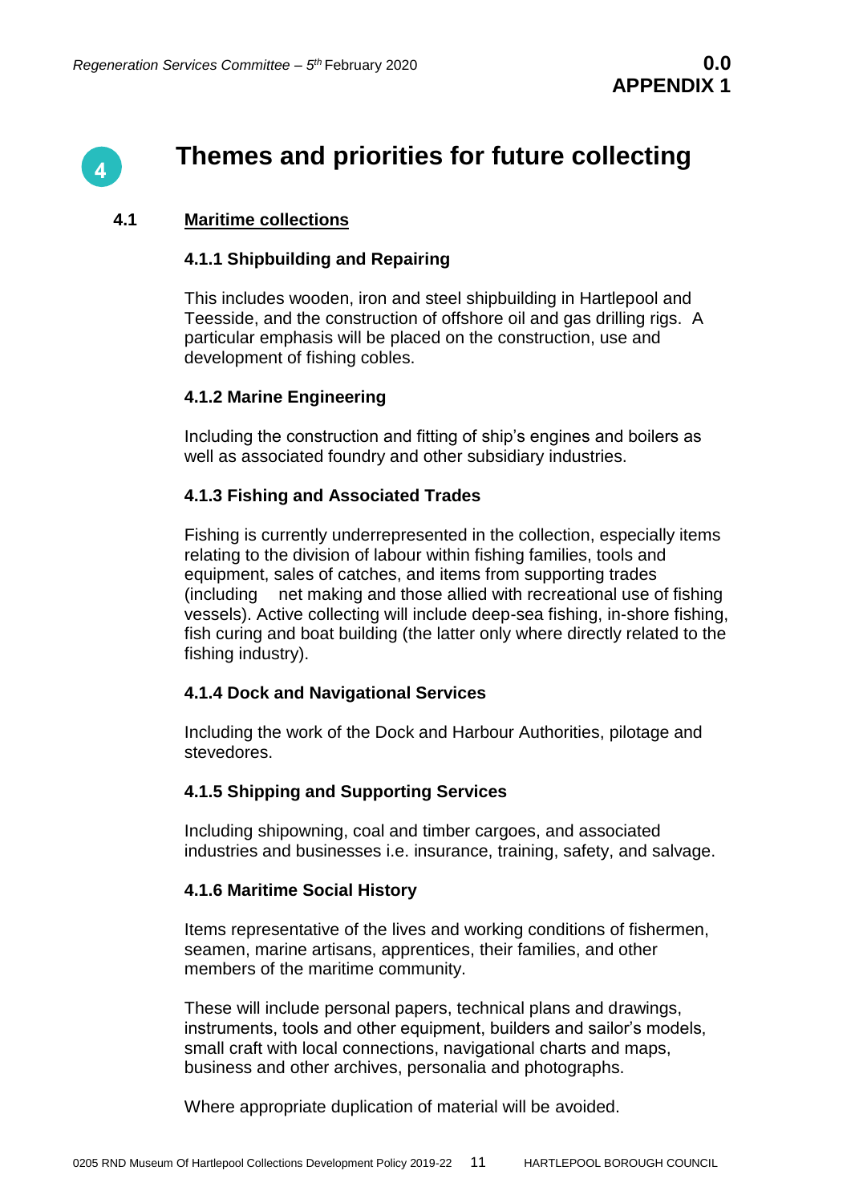# 4 Themes and priorities for future collecting

## 4.1 Maritime collections

### 4.1.1 Shipbuilding and Repairing

This includes wooden, iron and steel shipbuilding in Hartlepool and Teesside, and the construction of offshore oil and gas drilling rigs. A particular emphasis will be placed on the construction, use and development of fishing cobles.

### 4.1.2 Marine Engineering

Including the construction and fitting of ship's engines and boilers as well as associated foundry and other subsidiary industries.

### 4.1.3 Fishing and Associated Trades

Fishing is currently underrepresented in the collection, especially items relating to the division of labour within fishing families, tools and equipment, sales of catches, and items from supporting trades (including net making and those allied with recreational use of fishing vessels). Active collecting will include deep-sea fishing, in-shore fishing, fish curing and boat building (the latter only where directly related to the fishing industry).

### 4.1.4 Dock and Navigational Services

Including the work of the Dock and Harbour Authorities, pilotage and stevedores.

### 4.1.5 Shipping and Supporting Services

Including shipowning, coal and timber cargoes, and associated industries and businesses i.e. insurance, training, safety, and salvage.

### 4.1.6 Maritime Social History

Items representative of the lives and working conditions of fishermen, seamen, marine artisans, apprentices, their families, and other members of the maritime community.

These will include personal papers, technical plans and drawings, instruments, tools and other equipment, builders and sailor's models, small craft with local connections, navigational charts and maps, business and other archives, personalia and photographs.

Where appropriate duplication of material will be avoided.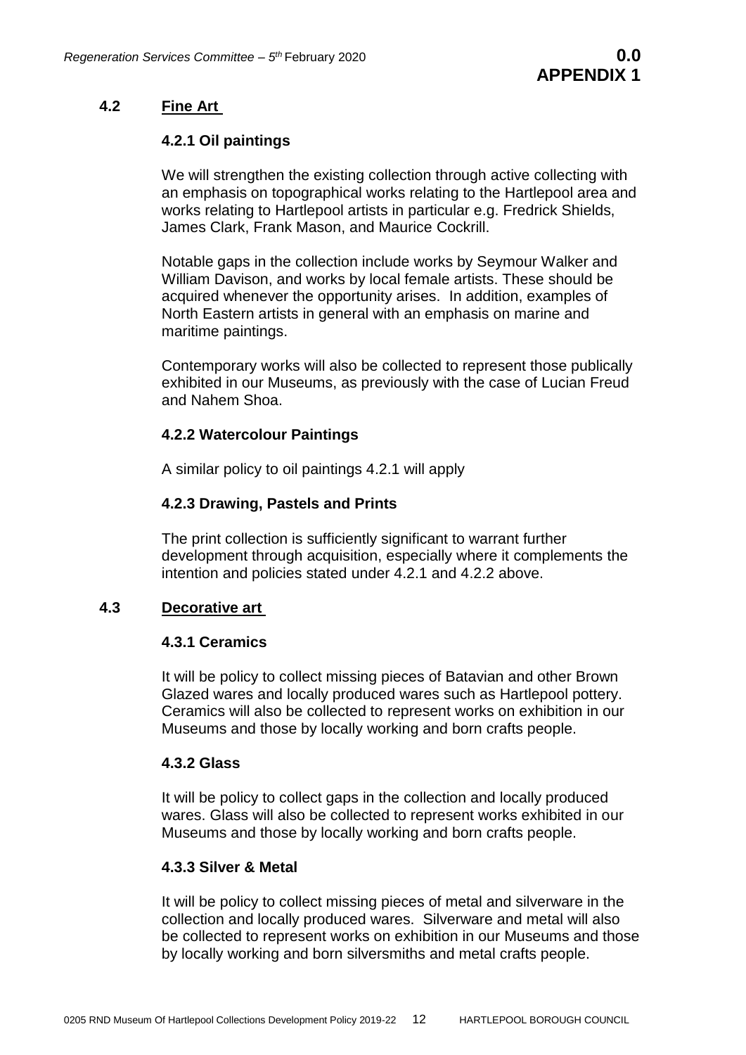## 4.2 Fine Art

### 4.2.1 Oil paintings

We will strengthen the existing collection through active collecting with an emphasis on topographical works relating to the Hartlepool area and works relating to Hartlepool artists in particular e.g. Fredrick Shields, James Clark, Frank Mason, and Maurice Cockrill.

Notable gaps in the collection include works by Seymour Walker and William Davison, and works by local female artists. These should be acquired whenever the opportunity arises. In addition, examples of North Eastern artists in general with an emphasis on marine and maritime paintings.

Contemporary works will also be collected to represent those publically exhibited in our Museums, as previously with the case of Lucian Freud and Nahem Shoa.

### 4.2.2 Watercolour Paintings

A similar policy to oil paintings 4.2.1 will apply

### 4.2.3 Drawing, Pastels and Prints

The print collection is sufficiently significant to warrant further development through acquisition, especially where it complements the intention and policies stated under 4.2.1 and 4.2.2 above.

## 4.3 Decorative art

### 4.3.1 Ceramics

It will be policy to collect missing pieces of Batavian and other Brown Glazed wares and locally produced wares such as Hartlepool pottery. Ceramics will also be collected to represent works on exhibition in our Museums and those by locally working and born crafts people.

### 4.3.2 Glass

It will be policy to collect gaps in the collection and locally produced wares. Glass will also be collected to represent works exhibited in our Museums and those by locally working and born crafts people.

### 4.3.3 Silver & Metal

It will be policy to collect missing pieces of metal and silverware in the collection and locally produced wares. Silverware and metal will also be collected to represent works on exhibition in our Museums and those by locally working and born silversmiths and metal crafts people.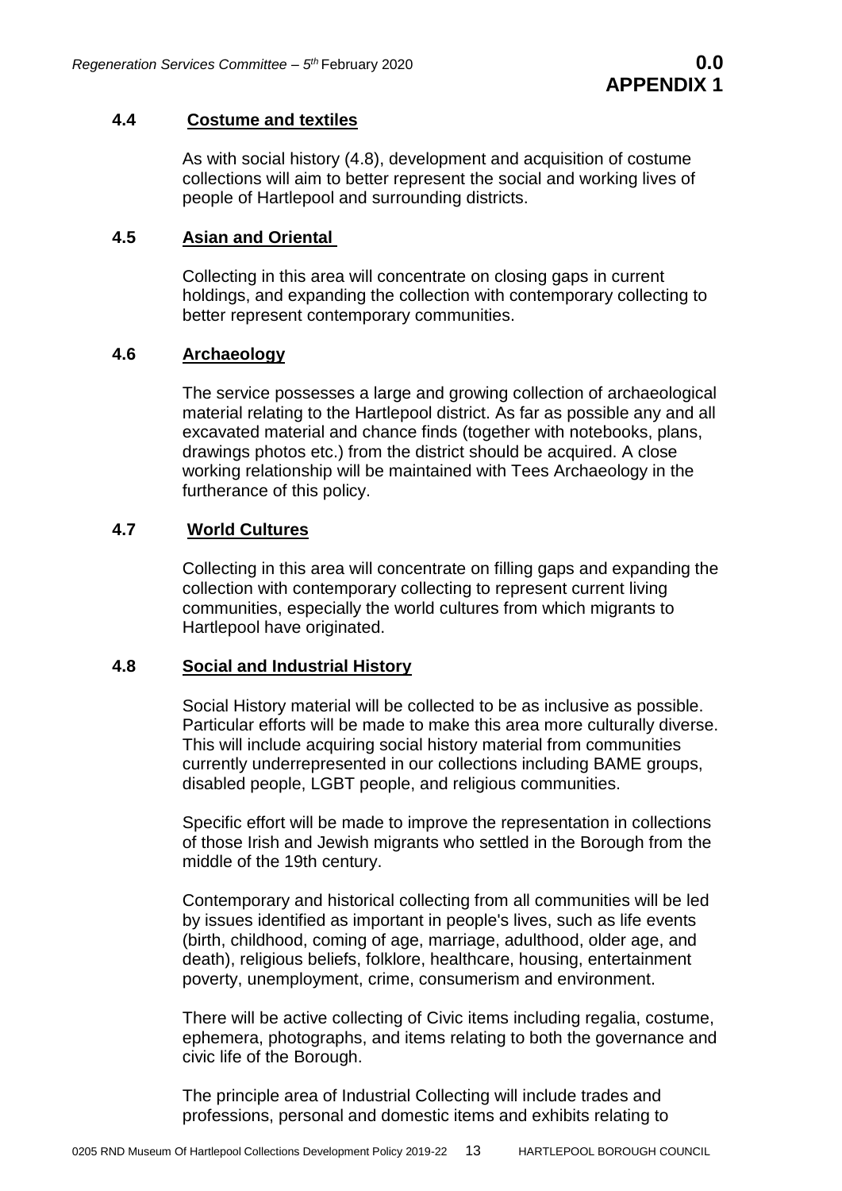### 4.4 Costume and textiles

As with social history (4.8), development and acquisition of costume collections will aim to better represent the social and working lives of people of Hartlepool and surrounding districts.

### 4.5 Asian and Oriental

Collecting in this area will concentrate on closing gaps in current holdings, and expanding the collection with contemporary collecting to better represent contemporary communities.

### 4.6 Archaeology

The service possesses a large and growing collection of archaeological material relating to the Hartlepool district. As far as possible any and all excavated material and chance finds (together with notebooks, plans, drawings photos etc.) from the district should be acquired. A close working relationship will be maintained with Tees Archaeology in the furtherance of this policy.

### 4.7 World Cultures

Collecting in this area will concentrate on filling gaps and expanding the collection with contemporary collecting to represent current living communities, especially the world cultures from which migrants to Hartlepool have originated.

### 4.8 Social and Industrial History

Social History material will be collected to be as inclusive as possible. Particular efforts will be made to make this area more culturally diverse. This will include acquiring social history material from communities currently underrepresented in our collections including BAME groups, disabled people, LGBT people, and religious communities.

Specific effort will be made to improve the representation in collections of those Irish and Jewish migrants who settled in the Borough from the middle of the 19th century.

Contemporary and historical collecting from all communities will be led by issues identified as important in people's lives, such as life events (birth, childhood, coming of age, marriage, adulthood, older age, and death), religious beliefs, folklore, healthcare, housing, entertainment poverty, unemployment, crime, consumerism and environment.

There will be active collecting of Civic items including regalia, costume, ephemera, photographs, and items relating to both the governance and civic life of the Borough.

The principle area of Industrial Collecting will include trades and professions, personal and domestic items and exhibits relating to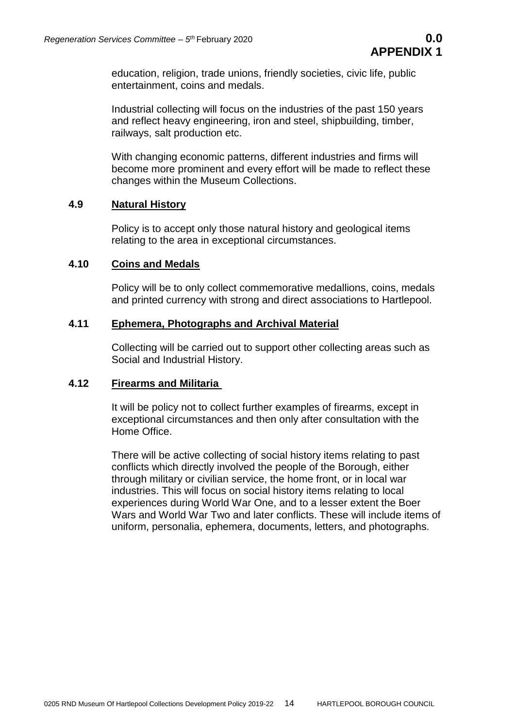education, religion, trade unions, friendly societies, civic life, public entertainment, coins and medals.

Industrial collecting will focus on the industries of the past 150 years and reflect heavy engineering, iron and steel, shipbuilding, timber, railways, salt production etc.

With changing economic patterns, different industries and firms will become more prominent and every effort will be made to reflect these changes within the Museum Collections.

### 4.9 Natural History

Policy is to accept only those natural history and geological items relating to the area in exceptional circumstances.

### 4.10 Coins and Medals

Policy will be to only collect commemorative medallions, coins, medals and printed currency with strong and direct associations to Hartlepool.

### 4.11 Ephemera, Photographs and Archival Material

Collecting will be carried out to support other collecting areas such as Social and Industrial History.

### 4.12 Firearms and Militaria

It will be policy not to collect further examples of firearms, except in exceptional circumstances and then only after consultation with the Home Office.

There will be active collecting of social history items relating to past conflicts which directly involved the people of the Borough, either through military or civilian service, the home front, or in local war industries. This will focus on social history items relating to local experiences during World War One, and to a lesser extent the Boer Wars and World War Two and later conflicts. These will include items of uniform, personalia, ephemera, documents, letters, and photographs.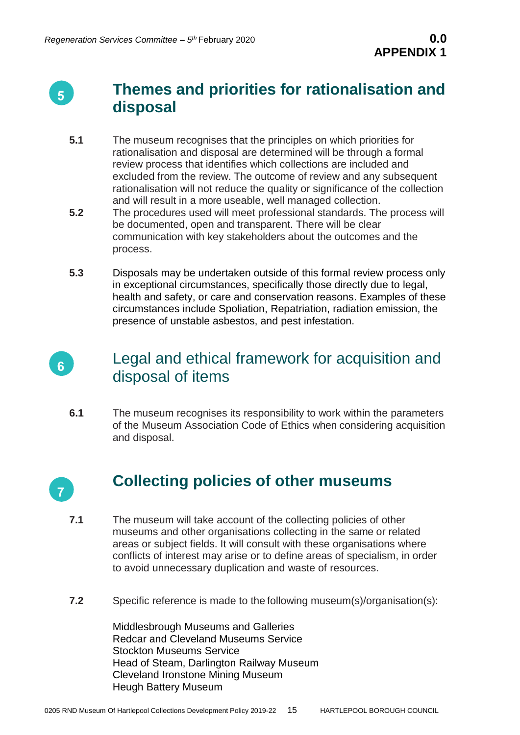## 5 Themes and priorities for rationalisation and disposal

**5.1** The museum recognises that the principles on which priorities for rationalisation and disposal are determined will be through a formal review process that identifies which collections are included and excluded from the review. The outcome of review and any subsequent rationalisation will not reduce the quality or significance of the collection and will result in a more useable, well managed collection.

**5.2** The procedures used will meet professional standards. The process will be documented, open and transparent. There will be clear communication with key stakeholders about the outcomes and the process.

**5.3** Disposals may be undertaken outside of this formal review process only in exceptional circumstances, specifically those directly due to legal, health and safety, or care and conservation reasons. Examples of these circumstances include Spoliation, Repatriation, radiation emission, the presence of unstable asbestos, and pest infestation.

## 6 Legal and ethical framework for acquisition and disposal of items

**6.1** The museum recognises its responsibility to work within the parameters of the Museum Association Code of Ethics when considering acquisition and disposal.

## 7 Collecting policies of other museums

**7.1** The museum will take account of the collecting policies of other museums and other organisations collecting in the same or related areas or subject fields. It will consult with these organisations where conflicts of interest may arise or to define areas of specialism, in order to avoid unnecessary duplication and waste of resources.

**7.2** Specific reference is made to the following museum(s)/organisation(s):

Middlesbrough Museums and Galleries
Redcar and Cleveland Museums Service
Stockton Museums Service
Head of Steam, Darlington Railway Museum
Cleveland Ironstone Mining Museum
Heugh Battery Museum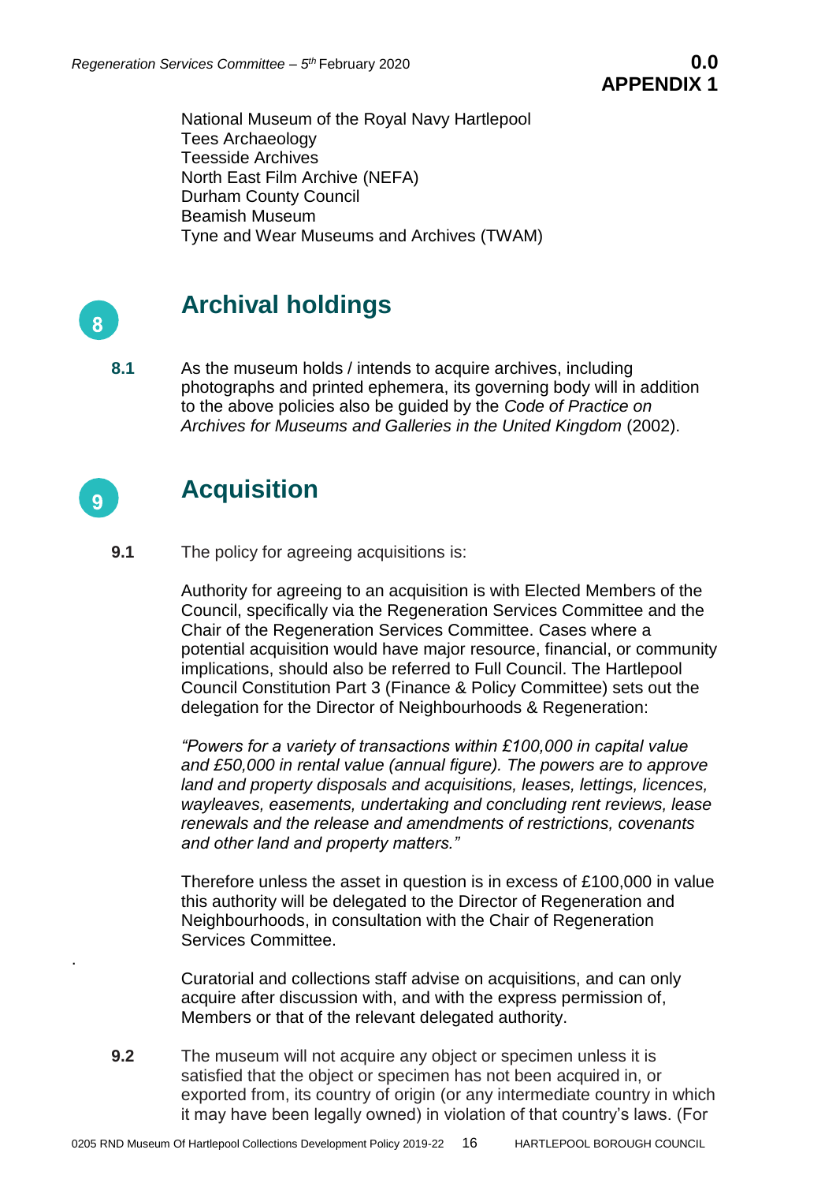National Museum of the Royal Navy Hartlepool
Tees Archaeology
Teesside Archives
North East Film Archive (NEFA)
Durham County Council
Beamish Museum
Tyne and Wear Museums and Archives (TWAM)

## 8 Archival holdings

**8.1** As the museum holds / intends to acquire archives, including photographs and printed ephemera, its governing body will in addition to the above policies also be guided by the *Code of Practice on Archives for Museums and Galleries in the United Kingdom* (2002).

## 9 Acquisition

**9.1** The policy for agreeing acquisitions is:

Authority for agreeing to an acquisition is with Elected Members of the Council, specifically via the Regeneration Services Committee and the Chair of the Regeneration Services Committee. Cases where a potential acquisition would have major resource, financial, or community implications, should also be referred to Full Council. The Hartlepool Council Constitution Part 3 (Finance & Policy Committee) sets out the delegation for the Director of Neighbourhoods & Regeneration:

*"Powers for a variety of transactions within £100,000 in capital value and £50,000 in rental value (annual figure). The powers are to approve land and property disposals and acquisitions, leases, lettings, licences, wayleaves, easements, undertaking and concluding rent reviews, lease renewals and the release and amendments of restrictions, covenants and other land and property matters."*

Therefore unless the asset in question is in excess of £100,000 in value this authority will be delegated to the Director of Regeneration and Neighbourhoods, in consultation with the Chair of Regeneration Services Committee.

Curatorial and collections staff advise on acquisitions, and can only acquire after discussion with, and with the express permission of, Members or that of the relevant delegated authority.

**9.2** The museum will not acquire any object or specimen unless it is satisfied that the object or specimen has not been acquired in, or exported from, its country of origin (or any intermediate country in which it may have been legally owned) in violation of that country's laws. (For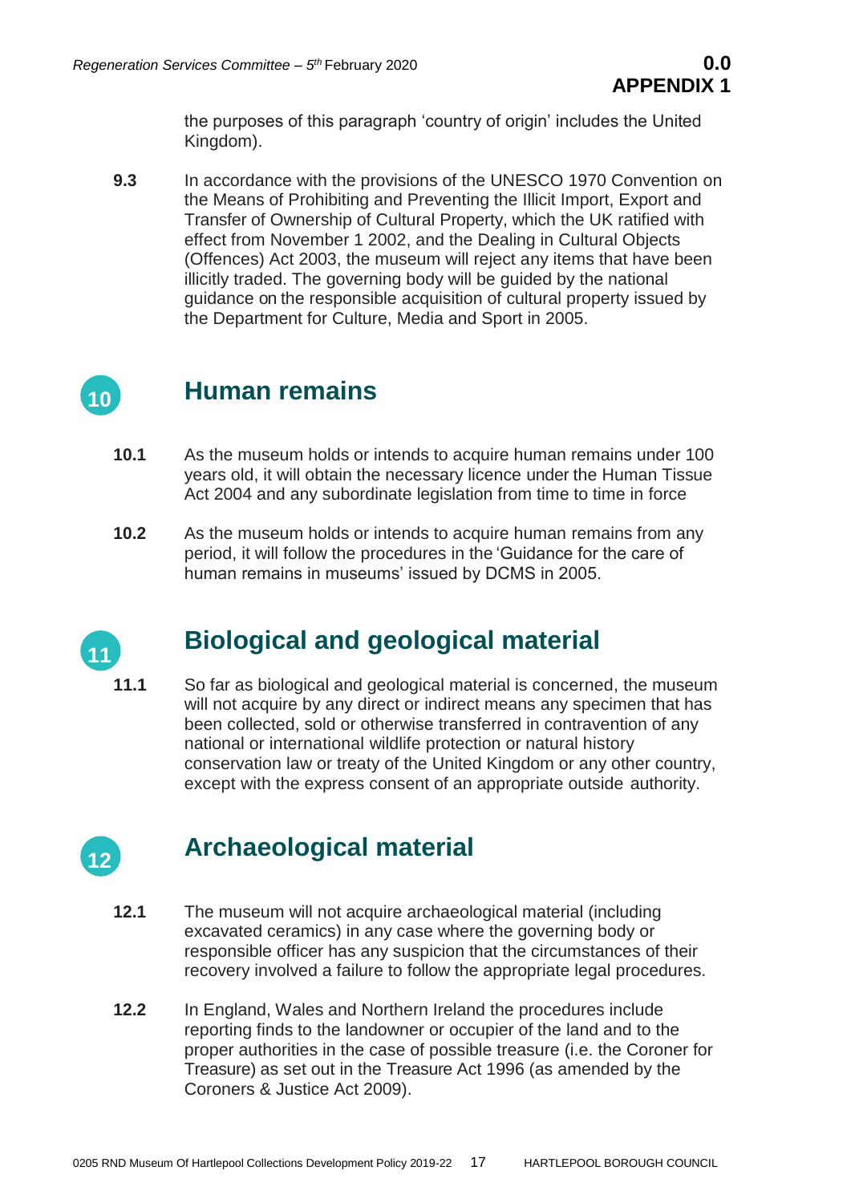the purposes of this paragraph 'country of origin' includes the United Kingdom).

**9.3** In accordance with the provisions of the UNESCO 1970 Convention on the Means of Prohibiting and Preventing the Illicit Import, Export and Transfer of Ownership of Cultural Property, which the UK ratified with effect from November 1 2002, and the Dealing in Cultural Objects (Offences) Act 2003, the museum will reject any items that have been illicitly traded. The governing body will be guided by the national guidance on the responsible acquisition of cultural property issued by the Department for Culture, Media and Sport in 2005.

## 10 Human remains

**10.1** As the museum holds or intends to acquire human remains under 100 years old, it will obtain the necessary licence under the Human Tissue Act 2004 and any subordinate legislation from time to time in force

**10.2** As the museum holds or intends to acquire human remains from any period, it will follow the procedures in the 'Guidance for the care of human remains in museums' issued by DCMS in 2005.

## 11 Biological and geological material

**11.1** So far as biological and geological material is concerned, the museum will not acquire by any direct or indirect means any specimen that has been collected, sold or otherwise transferred in contravention of any national or international wildlife protection or natural history conservation law or treaty of the United Kingdom or any other country, except with the express consent of an appropriate outside authority.

## 12 Archaeological material

**12.1** The museum will not acquire archaeological material (including excavated ceramics) in any case where the governing body or responsible officer has any suspicion that the circumstances of their recovery involved a failure to follow the appropriate legal procedures.

**12.2** In England, Wales and Northern Ireland the procedures include reporting finds to the landowner or occupier of the land and to the proper authorities in the case of possible treasure (i.e. the Coroner for Treasure) as set out in the Treasure Act 1996 (as amended by the Coroners & Justice Act 2009).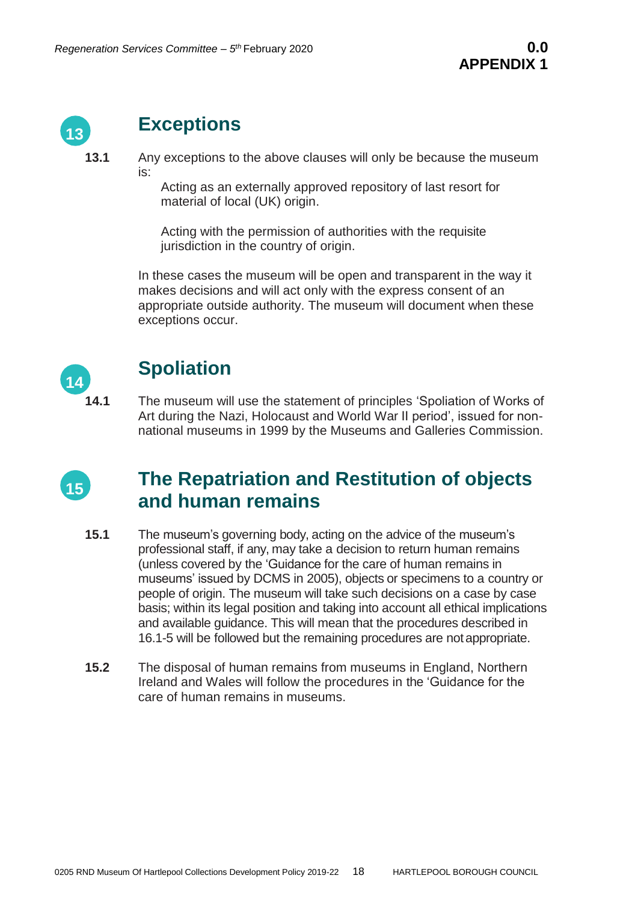## 13 Exceptions

**13.1** Any exceptions to the above clauses will only be because the museum is:

Acting as an externally approved repository of last resort for material of local (UK) origin.

Acting with the permission of authorities with the requisite jurisdiction in the country of origin.

In these cases the museum will be open and transparent in the way it makes decisions and will act only with the express consent of an appropriate outside authority. The museum will document when these exceptions occur.

## 14 Spoliation

**14.1** The museum will use the statement of principles 'Spoliation of Works of Art during the Nazi, Holocaust and World War II period', issued for non-national museums in 1999 by the Museums and Galleries Commission.

## 15 The Repatriation and Restitution of objects and human remains

**15.1** The museum's governing body, acting on the advice of the museum's professional staff, if any, may take a decision to return human remains (unless covered by the 'Guidance for the care of human remains in museums' issued by DCMS in 2005), objects or specimens to a country or people of origin. The museum will take such decisions on a case by case basis; within its legal position and taking into account all ethical implications and available guidance. This will mean that the procedures described in 16.1-5 will be followed but the remaining procedures are not appropriate.

**15.2** The disposal of human remains from museums in England, Northern Ireland and Wales will follow the procedures in the 'Guidance for the care of human remains in museums.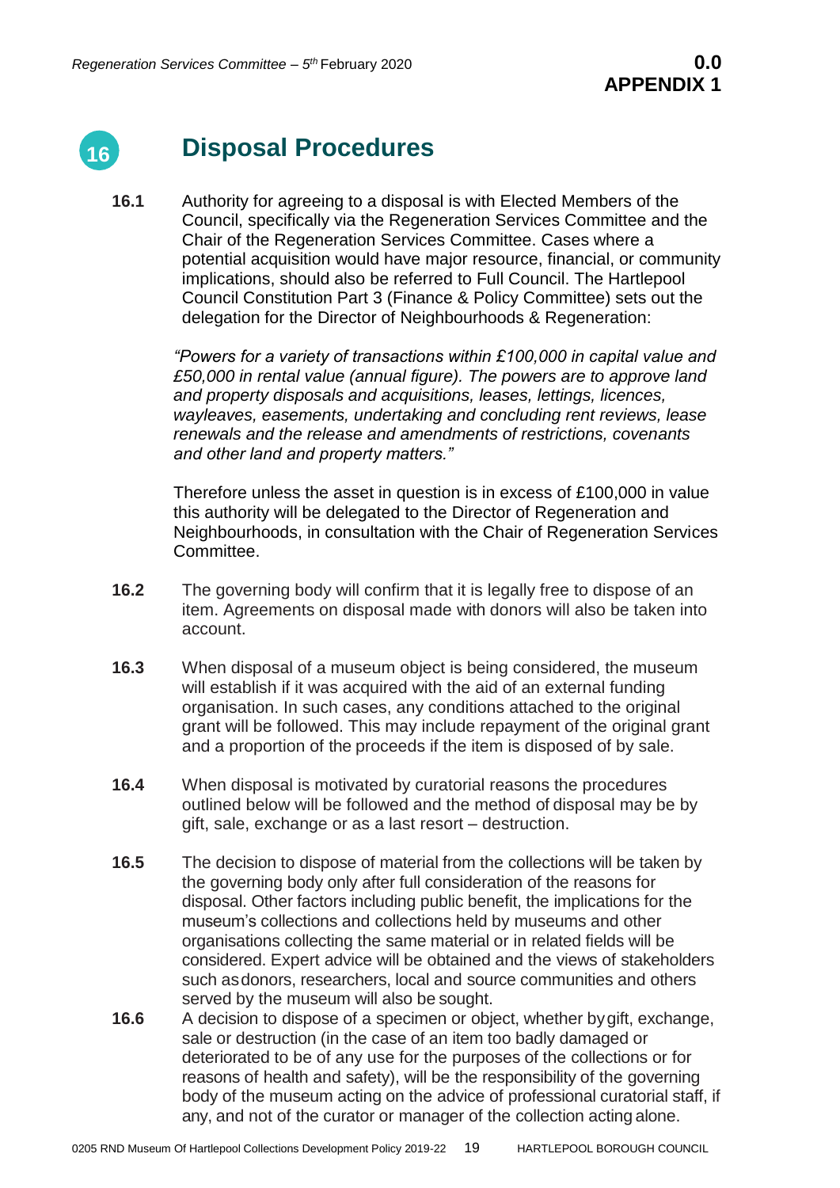# 16 Disposal Procedures

**16.1** Authority for agreeing to a disposal is with Elected Members of the Council, specifically via the Regeneration Services Committee and the Chair of the Regeneration Services Committee. Cases where a potential acquisition would have major resource, financial, or community implications, should also be referred to Full Council. The Hartlepool Council Constitution Part 3 (Finance & Policy Committee) sets out the delegation for the Director of Neighbourhoods & Regeneration:

*"Powers for a variety of transactions within £100,000 in capital value and £50,000 in rental value (annual figure). The powers are to approve land and property disposals and acquisitions, leases, lettings, licences, wayleaves, easements, undertaking and concluding rent reviews, lease renewals and the release and amendments of restrictions, covenants and other land and property matters."*

Therefore unless the asset in question is in excess of £100,000 in value this authority will be delegated to the Director of Regeneration and Neighbourhoods, in consultation with the Chair of Regeneration Services Committee.

**16.2** The governing body will confirm that it is legally free to dispose of an item. Agreements on disposal made with donors will also be taken into account.

**16.3** When disposal of a museum object is being considered, the museum will establish if it was acquired with the aid of an external funding organisation. In such cases, any conditions attached to the original grant will be followed. This may include repayment of the original grant and a proportion of the proceeds if the item is disposed of by sale.

**16.4** When disposal is motivated by curatorial reasons the procedures outlined below will be followed and the method of disposal may be by gift, sale, exchange or as a last resort – destruction.

**16.5** The decision to dispose of material from the collections will be taken by the governing body only after full consideration of the reasons for disposal. Other factors including public benefit, the implications for the museum's collections and collections held by museums and other organisations collecting the same material or in related fields will be considered. Expert advice will be obtained and the views of stakeholders such as donors, researchers, local and source communities and others served by the museum will also be sought.

**16.6** A decision to dispose of a specimen or object, whether by gift, exchange, sale or destruction (in the case of an item too badly damaged or deteriorated to be of any use for the purposes of the collections or for reasons of health and safety), will be the responsibility of the governing body of the museum acting on the advice of professional curatorial staff, if any, and not of the curator or manager of the collection acting alone.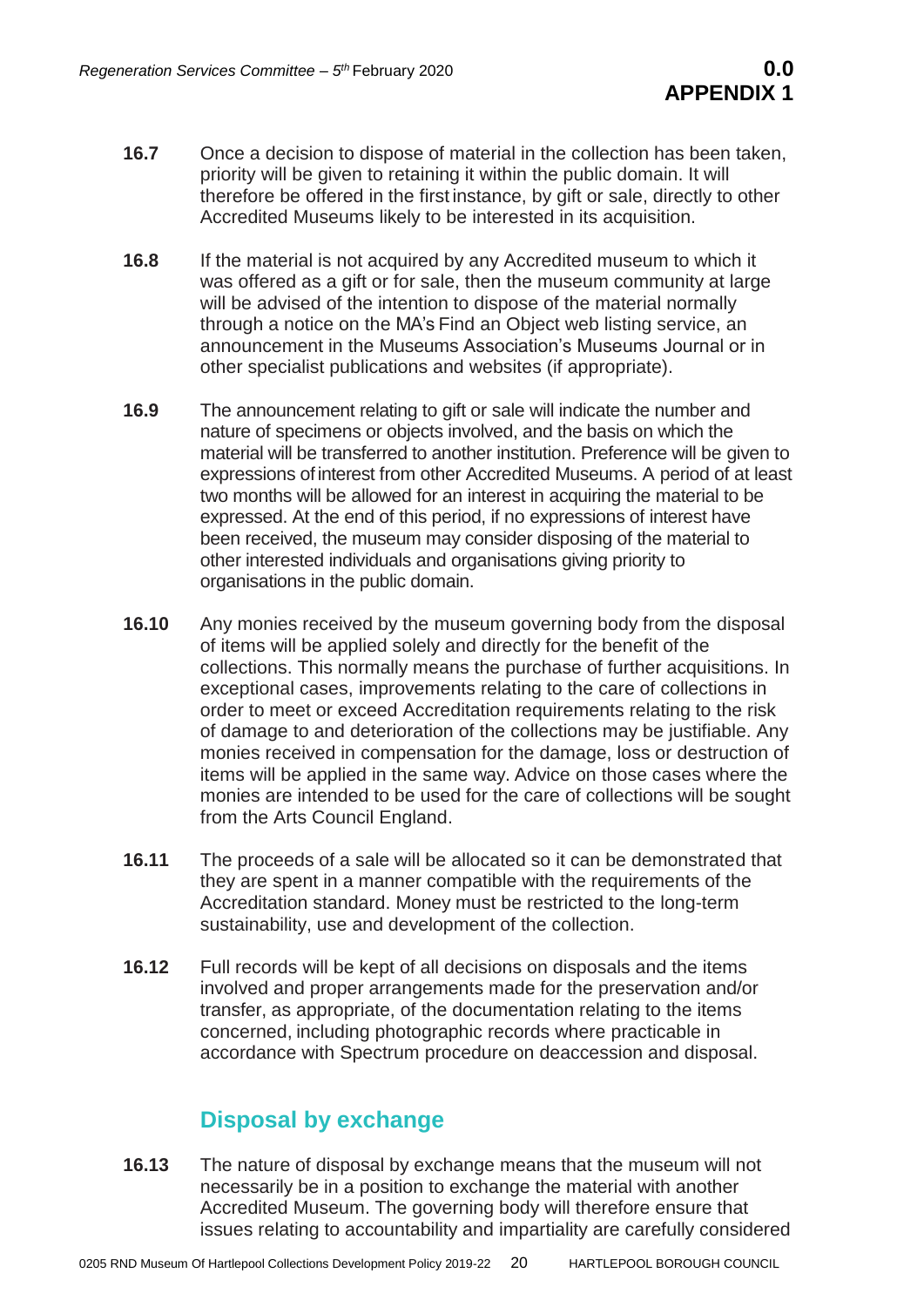**16.7** Once a decision to dispose of material in the collection has been taken, priority will be given to retaining it within the public domain. It will therefore be offered in the first instance, by gift or sale, directly to other Accredited Museums likely to be interested in its acquisition.

**16.8** If the material is not acquired by any Accredited museum to which it was offered as a gift or for sale, then the museum community at large will be advised of the intention to dispose of the material normally through a notice on the MA's Find an Object web listing service, an announcement in the Museums Association's Museums Journal or in other specialist publications and websites (if appropriate).

**16.9** The announcement relating to gift or sale will indicate the number and nature of specimens or objects involved, and the basis on which the material will be transferred to another institution. Preference will be given to expressions of interest from other Accredited Museums. A period of at least two months will be allowed for an interest in acquiring the material to be expressed. At the end of this period, if no expressions of interest have been received, the museum may consider disposing of the material to other interested individuals and organisations giving priority to organisations in the public domain.

**16.10** Any monies received by the museum governing body from the disposal of items will be applied solely and directly for the benefit of the collections. This normally means the purchase of further acquisitions. In exceptional cases, improvements relating to the care of collections in order to meet or exceed Accreditation requirements relating to the risk of damage to and deterioration of the collections may be justifiable. Any monies received in compensation for the damage, loss or destruction of items will be applied in the same way. Advice on those cases where the monies are intended to be used for the care of collections will be sought from the Arts Council England.

**16.11** The proceeds of a sale will be allocated so it can be demonstrated that they are spent in a manner compatible with the requirements of the Accreditation standard. Money must be restricted to the long-term sustainability, use and development of the collection.

**16.12** Full records will be kept of all decisions on disposals and the items involved and proper arrangements made for the preservation and/or transfer, as appropriate, of the documentation relating to the items concerned, including photographic records where practicable in accordance with Spectrum procedure on deaccession and disposal.

## Disposal by exchange

**16.13** The nature of disposal by exchange means that the museum will not necessarily be in a position to exchange the material with another Accredited Museum. The governing body will therefore ensure that issues relating to accountability and impartiality are carefully considered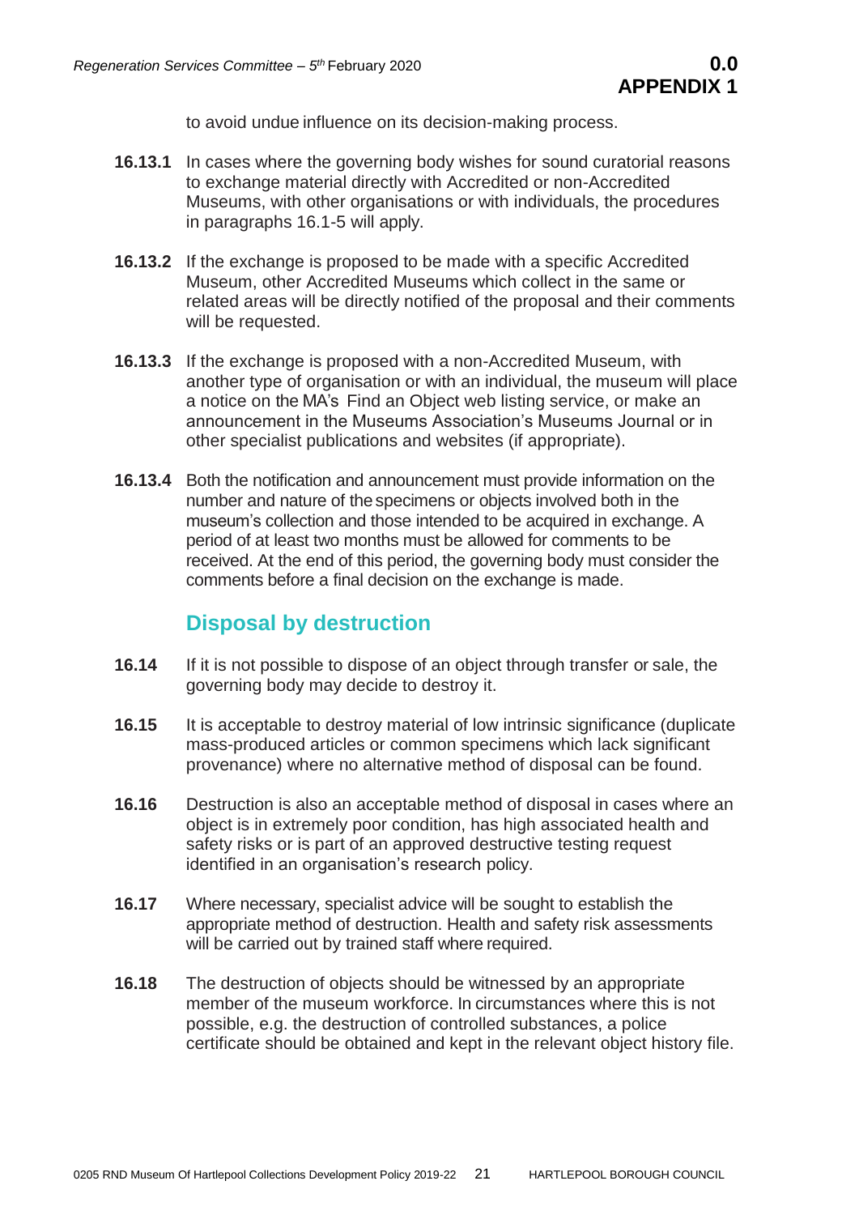to avoid undue influence on its decision-making process.

**16.13.1** In cases where the governing body wishes for sound curatorial reasons to exchange material directly with Accredited or non-Accredited Museums, with other organisations or with individuals, the procedures in paragraphs 16.1-5 will apply.

**16.13.2** If the exchange is proposed to be made with a specific Accredited Museum, other Accredited Museums which collect in the same or related areas will be directly notified of the proposal and their comments will be requested.

**16.13.3** If the exchange is proposed with a non-Accredited Museum, with another type of organisation or with an individual, the museum will place a notice on the MA's Find an Object web listing service, or make an announcement in the Museums Association's Museums Journal or in other specialist publications and websites (if appropriate).

**16.13.4** Both the notification and announcement must provide information on the number and nature of the specimens or objects involved both in the museum's collection and those intended to be acquired in exchange. A period of at least two months must be allowed for comments to be received. At the end of this period, the governing body must consider the comments before a final decision on the exchange is made.

## Disposal by destruction

**16.14** If it is not possible to dispose of an object through transfer or sale, the governing body may decide to destroy it.

**16.15** It is acceptable to destroy material of low intrinsic significance (duplicate mass-produced articles or common specimens which lack significant provenance) where no alternative method of disposal can be found.

**16.16** Destruction is also an acceptable method of disposal in cases where an object is in extremely poor condition, has high associated health and safety risks or is part of an approved destructive testing request identified in an organisation's research policy.

**16.17** Where necessary, specialist advice will be sought to establish the appropriate method of destruction. Health and safety risk assessments will be carried out by trained staff where required.

**16.18** The destruction of objects should be witnessed by an appropriate member of the museum workforce. In circumstances where this is not possible, e.g. the destruction of controlled substances, a police certificate should be obtained and kept in the relevant object history file.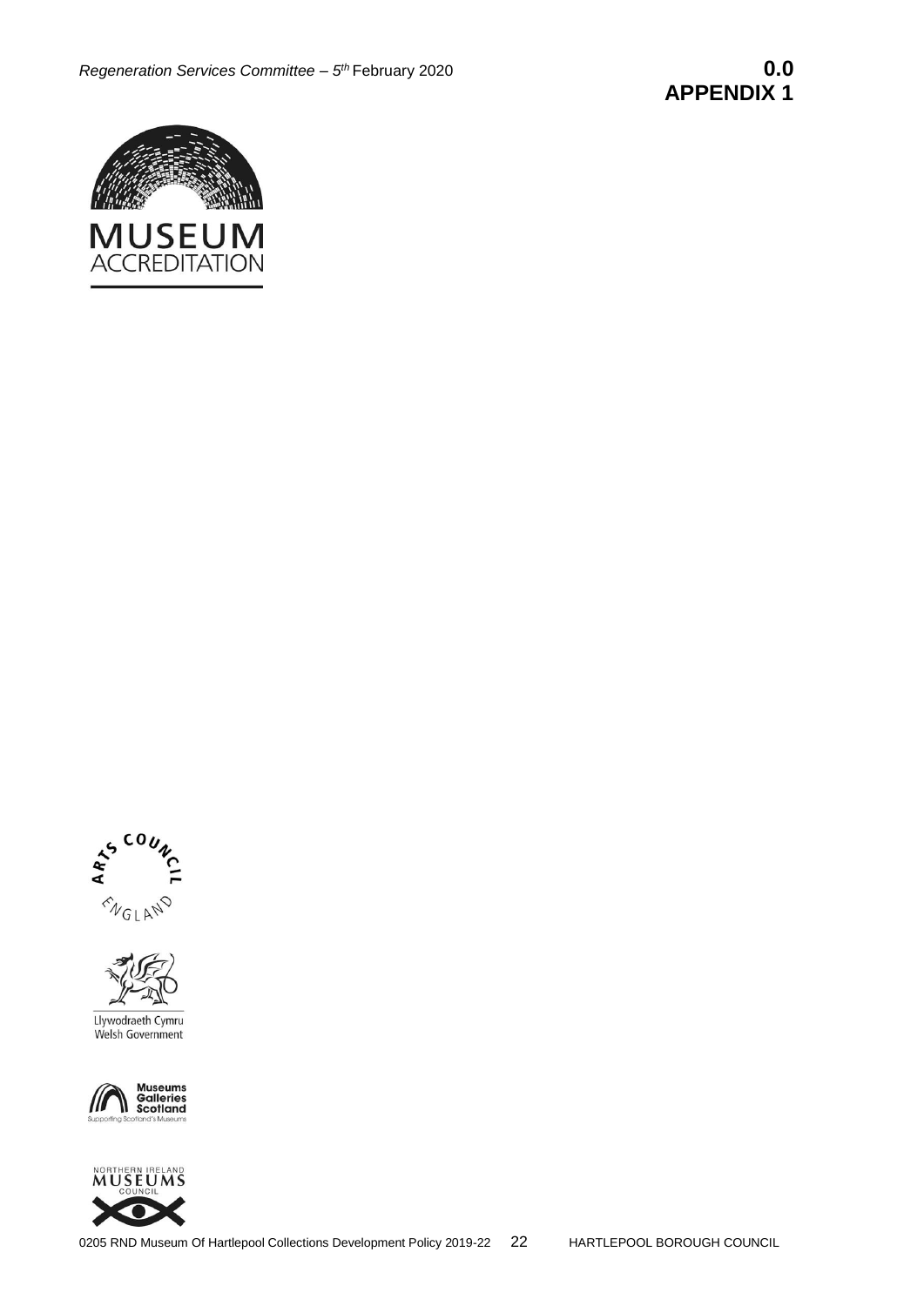MUSEUM
ACCREDITATION

ARTS COUNCIL
ENGLAND

Llywodraeth Cymru
Welsh Government

Museums
Galleries
Scotland
Supporting Scotland's Museums

NORTHERN IRELAND
MUSEUMS
COUNCIL